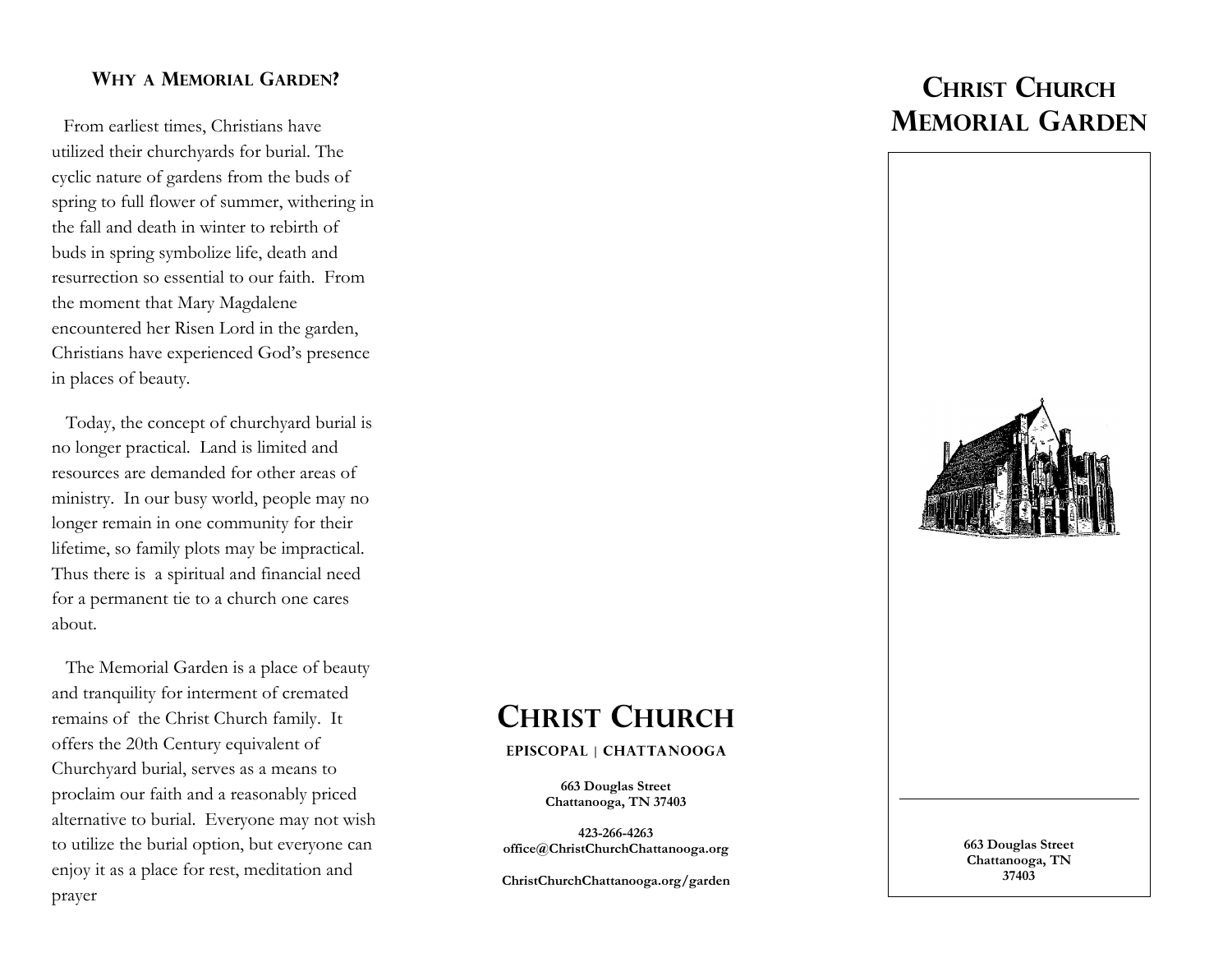## Why a Memorial Garden?

From earliest times, Christians have utilized their churchyards for burial. The cyclic nature of gardens from the buds of spring to full flower of summer, withering in the fall and death in winter to rebirth of buds in spring symbolize life, death and resurrection so essential to our faith. From the moment that Mary Magdalene encountered her Risen Lord in the garden, Christians have experienced God's presence in places of beauty.

Today, the concept of churchyard burial is no longer practical. Land is limited and resources are demanded for other areas of ministry. In our busy world, people may no longer remain in one community for their lifetime, so family plots may be impractical. Thus there is a spiritual and financial need for a permanent tie to a church one cares about.

The Memorial Garden is a place of beauty and tranquility for interment of cremated remains of the Christ Church family. It offers the 20th Century equivalent of Churchyard burial, serves as a means to proclaim our faith and a reasonably priced alternative to burial. Everyone may not wish to utilize the burial option, but everyone can enjoy it as a place for rest, meditation and prayer

# Christ Church

**EPISCOPAL | CHATTANOOGA**

**663 Douglas Street**
**Chattanooga, TN 37403**

**423-266-4263**
**office@ChristChurchChattanooga.org**

**ChristChurchChattanooga.org/garden**

# Christ Church Memorial Garden

**663 Douglas Street**
**Chattanooga, TN**
**37403**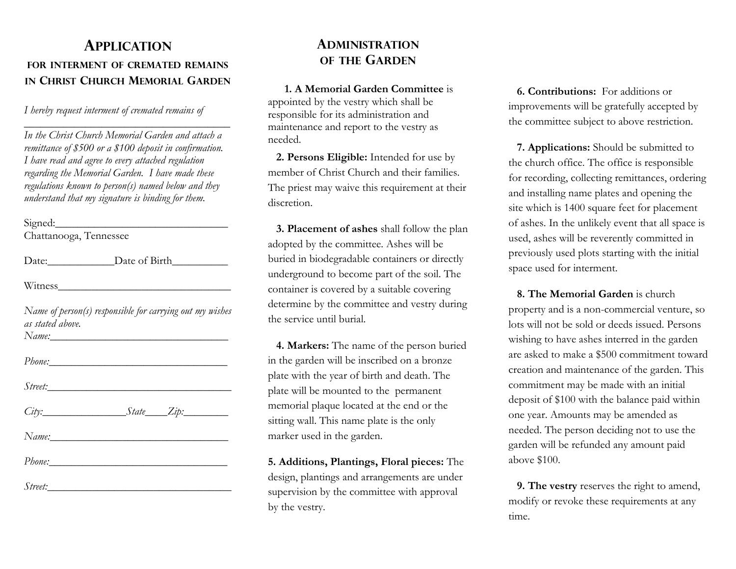# Application

## for interment of cremated remains in Christ Church Memorial Garden

*I hereby request interment of cremated remains of*
\_\_\_\_\_\_\_\_\_\_\_\_\_\_\_\_\_\_\_\_\_\_\_\_\_\_\_\_\_\_\_\_\_\_\_\_\_\_
*In the Christ Church Memorial Garden and attach a remittance of $500 or a $100 deposit in confirmation. I have read and agree to every attached regulation regarding the Memorial Garden. I have made these regulations known to person(s) named below and they understand that my signature is binding for them.*

Signed:\_\_\_\_\_\_\_\_\_\_\_\_\_\_\_\_\_\_\_\_\_\_\_\_\_\_\_\_\_\_\_\_
Chattanooga, Tennessee

Date:\_\_\_\_\_\_\_\_\_\_\_\_Date of Birth\_\_\_\_\_\_\_\_\_\_

Witness\_\_\_\_\_\_\_\_\_\_\_\_\_\_\_\_\_\_\_\_\_\_\_\_\_\_\_\_\_\_\_\_\_

*Name of person(s) responsible for carrying out my wishes as stated above.*

*Name:*\_\_\_\_\_\_\_\_\_\_\_\_\_\_\_\_\_\_\_\_\_\_\_\_\_\_\_\_\_\_\_\_\_

*Phone:*\_\_\_\_\_\_\_\_\_\_\_\_\_\_\_\_\_\_\_\_\_\_\_\_\_\_\_\_\_\_\_\_\_

*Street:*\_\_\_\_\_\_\_\_\_\_\_\_\_\_\_\_\_\_\_\_\_\_\_\_\_\_\_\_\_\_\_\_\_\_

*City:*\_\_\_\_\_\_\_\_\_\_\_\_\_\_\_\_*State*\_\_\_\_*Zip:*\_\_\_\_\_\_\_\_

*Name:*\_\_\_\_\_\_\_\_\_\_\_\_\_\_\_\_\_\_\_\_\_\_\_\_\_\_\_\_\_\_\_\_\_

*Phone:*\_\_\_\_\_\_\_\_\_\_\_\_\_\_\_\_\_\_\_\_\_\_\_\_\_\_\_\_\_\_\_\_\_

*Street:*\_\_\_\_\_\_\_\_\_\_\_\_\_\_\_\_\_\_\_\_\_\_\_\_\_\_\_\_\_\_\_\_\_\_

# Administration of the Garden

**1. A Memorial Garden Committee** is appointed by the vestry which shall be responsible for its administration and maintenance and report to the vestry as needed.

**2. Persons Eligible:** Intended for use by member of Christ Church and their families. The priest may waive this requirement at their discretion.

**3. Placement of ashes** shall follow the plan adopted by the committee. Ashes will be buried in biodegradable containers or directly underground to become part of the soil. The container is covered by a suitable covering determine by the committee and vestry during the service until burial.

**4. Markers:** The name of the person buried in the garden will be inscribed on a bronze plate with the year of birth and death. The plate will be mounted to the permanent memorial plaque located at the end or the sitting wall. This name plate is the only marker used in the garden.

**5. Additions, Plantings, Floral pieces:** The design, plantings and arrangements are under supervision by the committee with approval by the vestry.

**6. Contributions:** For additions or improvements will be gratefully accepted by the committee subject to above restriction.

**7. Applications:** Should be submitted to the church office. The office is responsible for recording, collecting remittances, ordering and installing name plates and opening the site which is 1400 square feet for placement of ashes. In the unlikely event that all space is used, ashes will be reverently committed in previously used plots starting with the initial space used for interment.

**8. The Memorial Garden** is church property and is a non-commercial venture, so lots will not be sold or deeds issued. Persons wishing to have ashes interred in the garden are asked to make a $500 commitment toward creation and maintenance of the garden. This commitment may be made with an initial deposit of $100 with the balance paid within one year. Amounts may be amended as needed. The person deciding not to use the garden will be refunded any amount paid above $100.

**9. The vestry** reserves the right to amend, modify or revoke these requirements at any time.